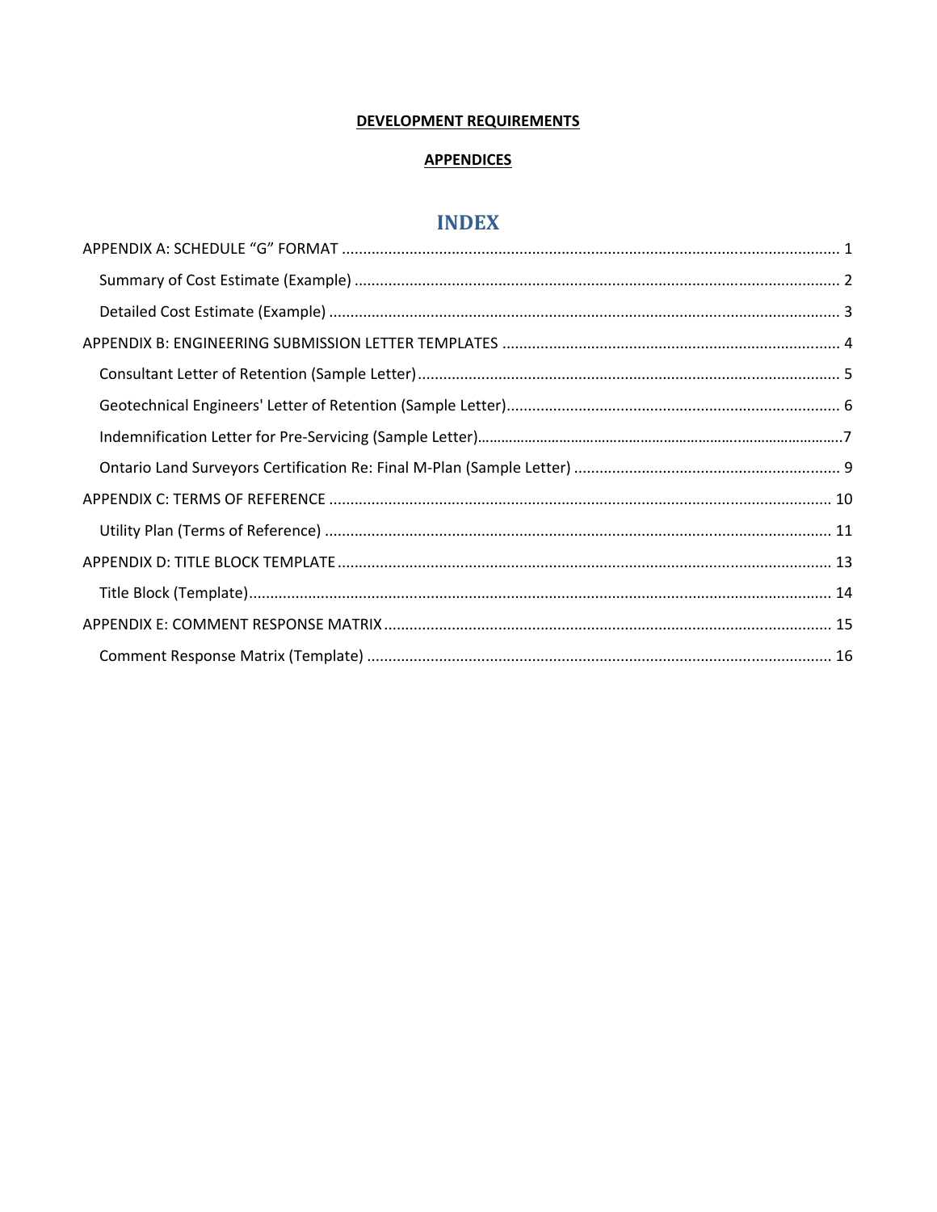**DEVELOPMENT REQUIREMENTS**

**APPENDICES**

# INDEX

APPENDIX A: SCHEDULE “G” FORMAT ..................... 1

- Summary of Cost Estimate (Example) ..................... 2
- Detailed Cost Estimate (Example) ..................... 3

APPENDIX B: ENGINEERING SUBMISSION LETTER TEMPLATES ..................... 4

- Consultant Letter of Retention (Sample Letter) ..................... 5
- Geotechnical Engineers' Letter of Retention (Sample Letter) ..................... 6
- Indemnification Letter for Pre-Servicing (Sample Letter) ..................... 7
- Ontario Land Surveyors Certification Re: Final M-Plan (Sample Letter) ..................... 9

APPENDIX C: TERMS OF REFERENCE ..................... 10

- Utility Plan (Terms of Reference) ..................... 11

APPENDIX D: TITLE BLOCK TEMPLATE ..................... 13

- Title Block (Template) ..................... 14

APPENDIX E: COMMENT RESPONSE MATRIX ..................... 15

- Comment Response Matrix (Template) ..................... 16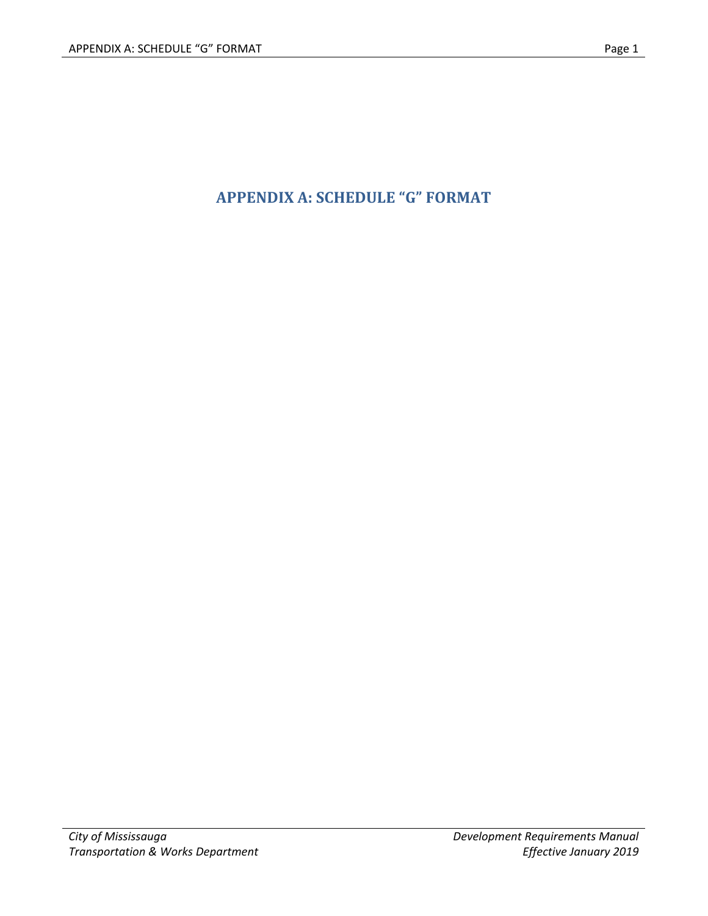# APPENDIX A: SCHEDULE "G" FORMAT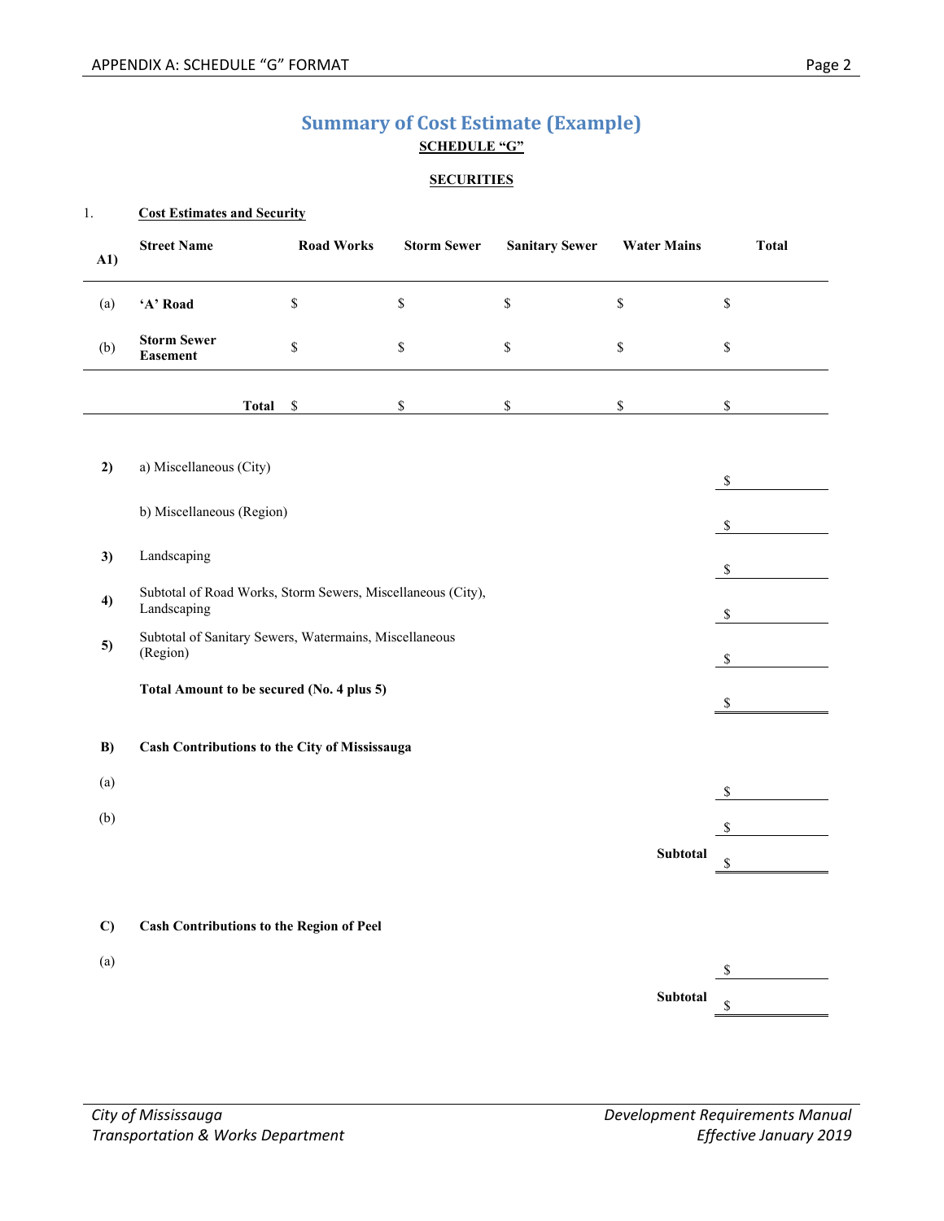## Summary of Cost Estimate (Example)

**SCHEDULE "G"**

**SECURITIES**

1. **Cost Estimates and Security**

| **A1)** | **Street Name** | **Road Works** | **Storm Sewer** | **Sanitary Sewer** | **Water Mains** | **Total** |
|---|---|---|---|---|---|---|
| (a) | **'A' Road** | $ | $ | $ | $ | $ |
| (b) | **Storm Sewer Easement** | $ | $ | $ | $ | $ |
| | **Total** | $ | $ | $ | $ | $ |

| | | |
|---|---|---|
| **2)** | a) Miscellaneous (City) | $ |
| | b) Miscellaneous (Region) | $ |
| **3)** | Landscaping | $ |
| **4)** | Subtotal of Road Works, Storm Sewers, Miscellaneous (City), Landscaping | $ |
| **5)** | Subtotal of Sanitary Sewers, Watermains, Miscellaneous (Region) | $ |
| | **Total Amount to be secured (No. 4 plus 5)** | $ |

**B) Cash Contributions to the City of Mississauga**

| | | |
|---|---|---|
| (a) | | $ |
| (b) | | $ |
| | **Subtotal** | $ |

**C) Cash Contributions to the Region of Peel**

| | | |
|---|---|---|
| (a) | | $ |
| | **Subtotal** | $ |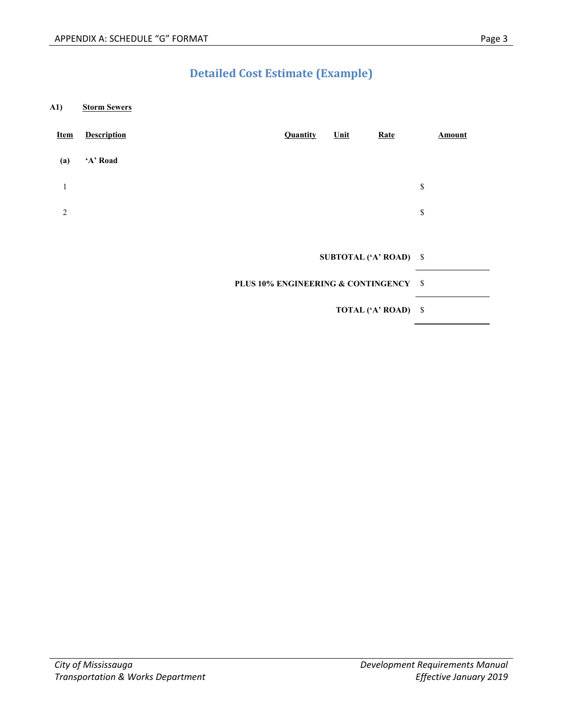## Detailed Cost Estimate (Example)

**A1)** **Storm Sewers**

| Item | Description | Quantity | Unit | Rate | Amount |
|---|---|---|---|---|---|
| **(a)** | **'A' Road** | | | | |
| 1 | | | | | $ |
| 2 | | | | | $ |
| | | | | **SUBTOTAL ('A' ROAD)** | $ |
| | | | | **PLUS 10% ENGINEERING & CONTINGENCY** | $ |
| | | | | **TOTAL ('A' ROAD)** | $ |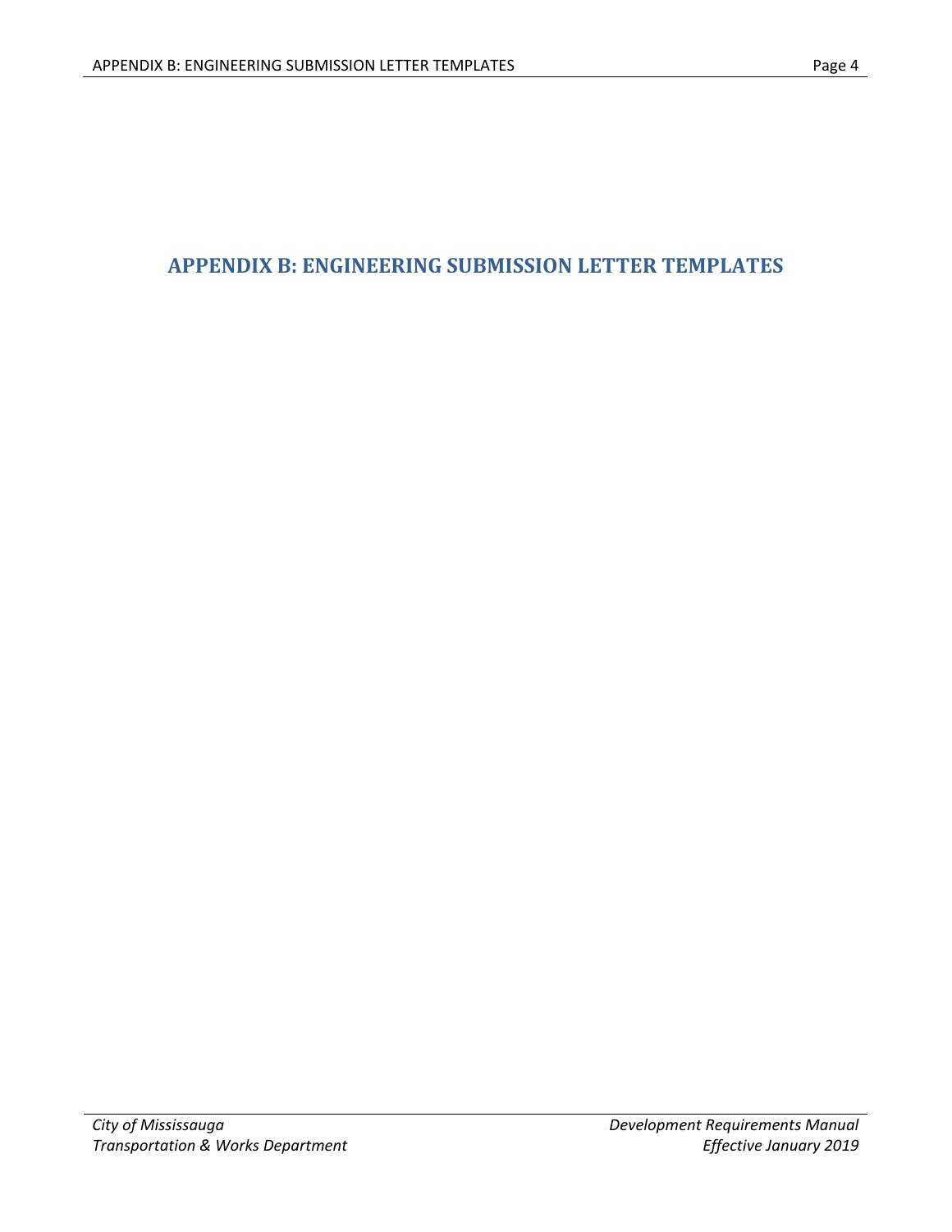# APPENDIX B: ENGINEERING SUBMISSION LETTER TEMPLATES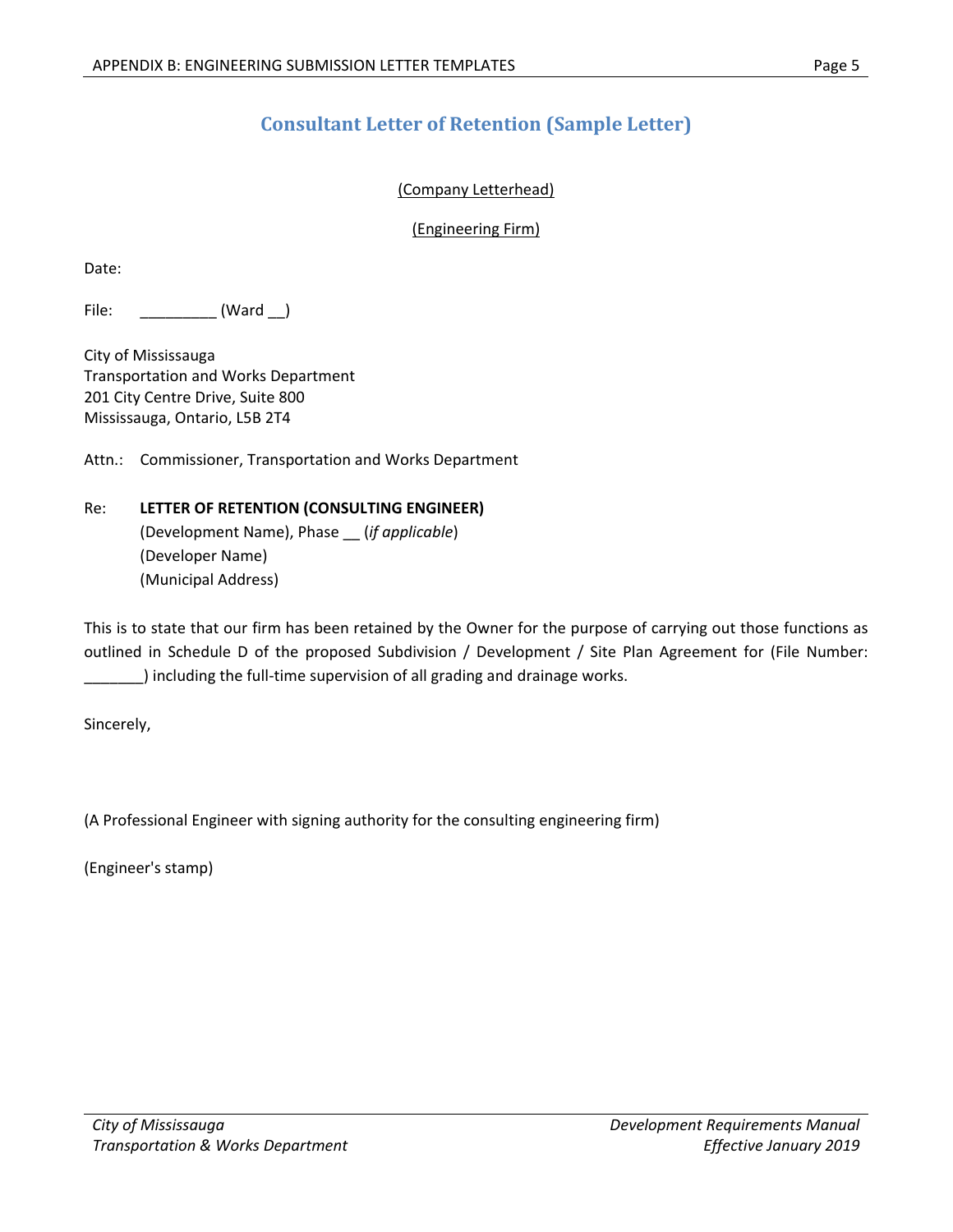## Consultant Letter of Retention (Sample Letter)

(Company Letterhead)

(Engineering Firm)

Date:

File: _________ (Ward __)

City of Mississauga
Transportation and Works Department
201 City Centre Drive, Suite 800
Mississauga, Ontario, L5B 2T4

Attn.: Commissioner, Transportation and Works Department

Re: **LETTER OF RETENTION (CONSULTING ENGINEER)**
(Development Name), Phase __ (*if applicable*)
(Developer Name)
(Municipal Address)

This is to state that our firm has been retained by the Owner for the purpose of carrying out those functions as outlined in Schedule D of the proposed Subdivision / Development / Site Plan Agreement for (File Number: _______) including the full-time supervision of all grading and drainage works.

Sincerely,

(A Professional Engineer with signing authority for the consulting engineering firm)

(Engineer's stamp)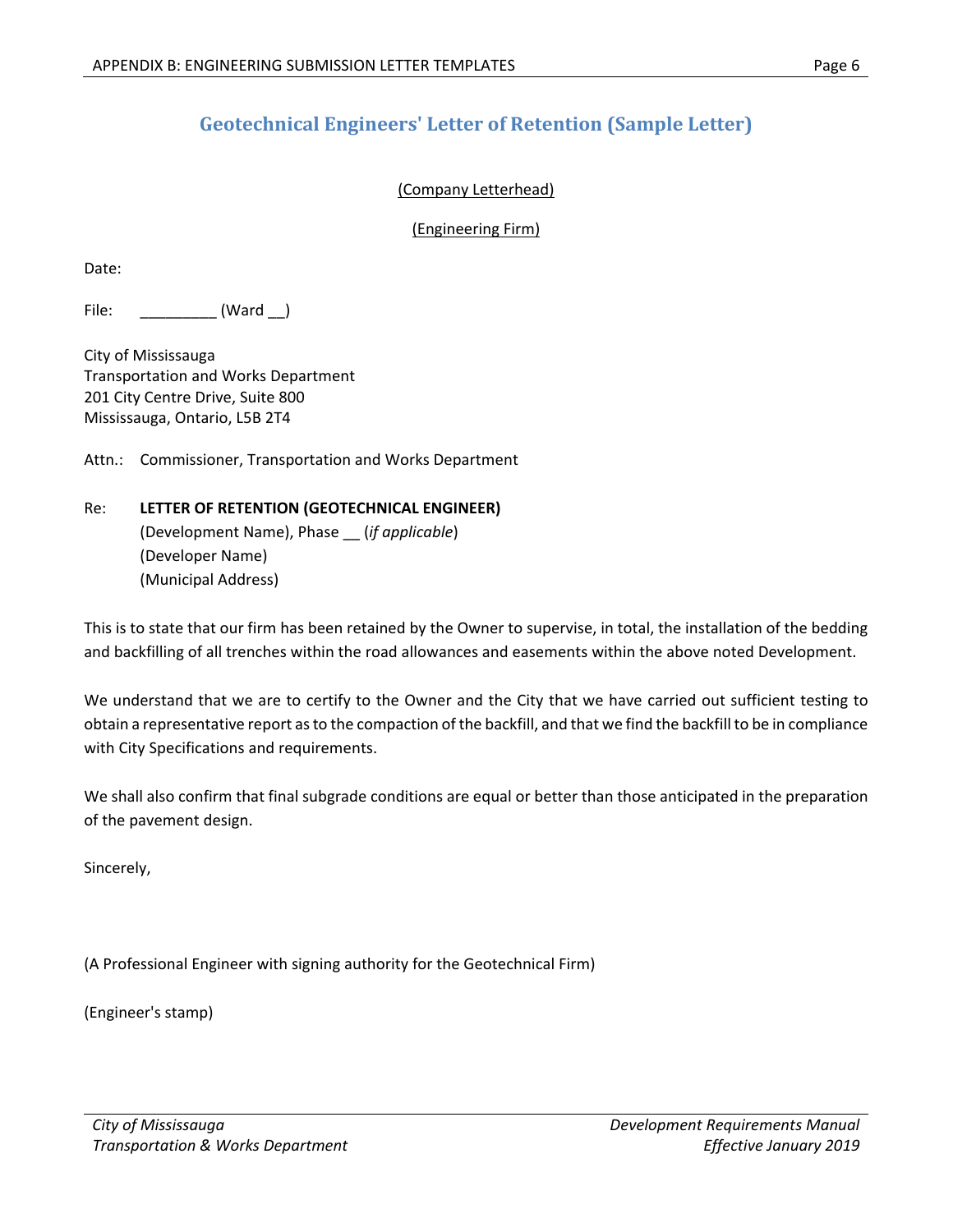## Geotechnical Engineers' Letter of Retention (Sample Letter)

<u>(Company Letterhead)</u>

<u>(Engineering Firm)</u>

Date:

File: _________ (Ward __)

City of Mississauga
Transportation and Works Department
201 City Centre Drive, Suite 800
Mississauga, Ontario, L5B 2T4

Attn.: Commissioner, Transportation and Works Department

Re: **LETTER OF RETENTION (GEOTECHNICAL ENGINEER)**
(Development Name), Phase __ (*if applicable*)
(Developer Name)
(Municipal Address)

This is to state that our firm has been retained by the Owner to supervise, in total, the installation of the bedding and backfilling of all trenches within the road allowances and easements within the above noted Development.

We understand that we are to certify to the Owner and the City that we have carried out sufficient testing to obtain a representative report as to the compaction of the backfill, and that we find the backfill to be in compliance with City Specifications and requirements.

We shall also confirm that final subgrade conditions are equal or better than those anticipated in the preparation of the pavement design.

Sincerely,

(A Professional Engineer with signing authority for the Geotechnical Firm)

(Engineer's stamp)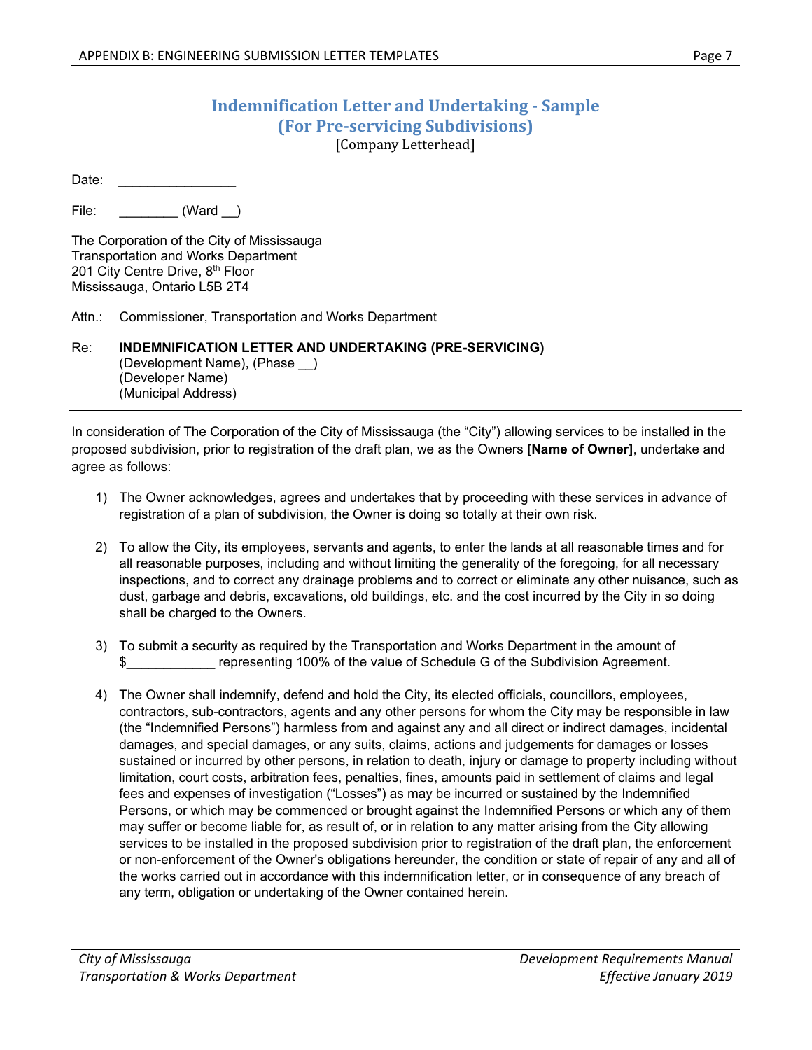## Indemnification Letter and Undertaking - Sample
## (For Pre-servicing Subdivisions)

[Company Letterhead]

Date: ________________

File: ________ (Ward __)

The Corporation of the City of Mississauga
Transportation and Works Department
201 City Centre Drive, 8th Floor
Mississauga, Ontario L5B 2T4

Attn.: Commissioner, Transportation and Works Department

Re: **INDEMNIFICATION LETTER AND UNDERTAKING (PRE-SERVICING)**
(Development Name), (Phase __)
(Developer Name)
(Municipal Address)

---

In consideration of The Corporation of the City of Mississauga (the "City") allowing services to be installed in the proposed subdivision, prior to registration of the draft plan, we as the Owners **[Name of Owner]**, undertake and agree as follows:

1) The Owner acknowledges, agrees and undertakes that by proceeding with these services in advance of registration of a plan of subdivision, the Owner is doing so totally at their own risk.

2) To allow the City, its employees, servants and agents, to enter the lands at all reasonable times and for all reasonable purposes, including and without limiting the generality of the foregoing, for all necessary inspections, and to correct any drainage problems and to correct or eliminate any other nuisance, such as dust, garbage and debris, excavations, old buildings, etc. and the cost incurred by the City in so doing shall be charged to the Owners.

3) To submit a security as required by the Transportation and Works Department in the amount of $____________ representing 100% of the value of Schedule G of the Subdivision Agreement.

4) The Owner shall indemnify, defend and hold the City, its elected officials, councillors, employees, contractors, sub-contractors, agents and any other persons for whom the City may be responsible in law (the "Indemnified Persons") harmless from and against any and all direct or indirect damages, incidental damages, and special damages, or any suits, claims, actions and judgements for damages or losses sustained or incurred by other persons, in relation to death, injury or damage to property including without limitation, court costs, arbitration fees, penalties, fines, amounts paid in settlement of claims and legal fees and expenses of investigation ("Losses") as may be incurred or sustained by the Indemnified Persons, or which may be commenced or brought against the Indemnified Persons or which any of them may suffer or become liable for, as result of, or in relation to any matter arising from the City allowing services to be installed in the proposed subdivision prior to registration of the draft plan, the enforcement or non-enforcement of the Owner's obligations hereunder, the condition or state of repair of any and all of the works carried out in accordance with this indemnification letter, or in consequence of any breach of any term, obligation or undertaking of the Owner contained herein.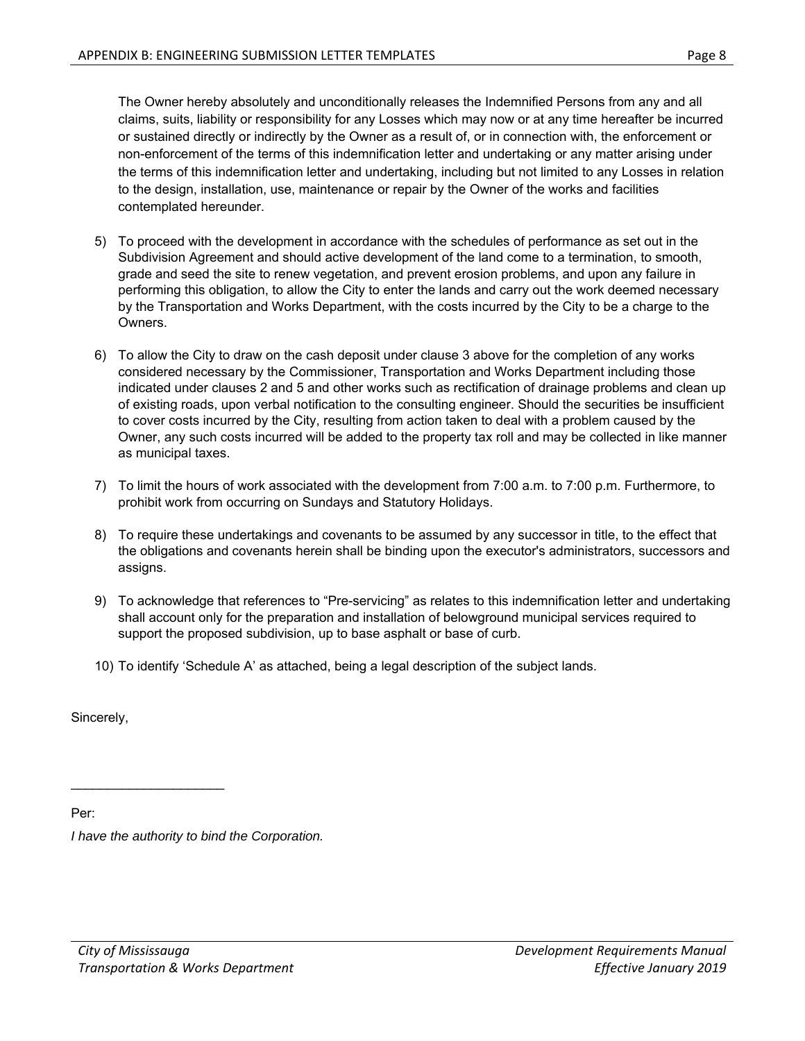The Owner hereby absolutely and unconditionally releases the Indemnified Persons from any and all claims, suits, liability or responsibility for any Losses which may now or at any time hereafter be incurred or sustained directly or indirectly by the Owner as a result of, or in connection with, the enforcement or non-enforcement of the terms of this indemnification letter and undertaking or any matter arising under the terms of this indemnification letter and undertaking, including but not limited to any Losses in relation to the design, installation, use, maintenance or repair by the Owner of the works and facilities contemplated hereunder.

5) To proceed with the development in accordance with the schedules of performance as set out in the Subdivision Agreement and should active development of the land come to a termination, to smooth, grade and seed the site to renew vegetation, and prevent erosion problems, and upon any failure in performing this obligation, to allow the City to enter the lands and carry out the work deemed necessary by the Transportation and Works Department, with the costs incurred by the City to be a charge to the Owners.

6) To allow the City to draw on the cash deposit under clause 3 above for the completion of any works considered necessary by the Commissioner, Transportation and Works Department including those indicated under clauses 2 and 5 and other works such as rectification of drainage problems and clean up of existing roads, upon verbal notification to the consulting engineer. Should the securities be insufficient to cover costs incurred by the City, resulting from action taken to deal with a problem caused by the Owner, any such costs incurred will be added to the property tax roll and may be collected in like manner as municipal taxes.

7) To limit the hours of work associated with the development from 7:00 a.m. to 7:00 p.m. Furthermore, to prohibit work from occurring on Sundays and Statutory Holidays.

8) To require these undertakings and covenants to be assumed by any successor in title, to the effect that the obligations and covenants herein shall be binding upon the executor's administrators, successors and assigns.

9) To acknowledge that references to "Pre-servicing" as relates to this indemnification letter and undertaking shall account only for the preparation and installation of belowground municipal services required to support the proposed subdivision, up to base asphalt or base of curb.

10) To identify 'Schedule A' as attached, being a legal description of the subject lands.

Sincerely,

\_\_\_\_\_\_\_\_\_\_\_\_\_\_\_\_\_\_\_\_\_

Per:

*I have the authority to bind the Corporation.*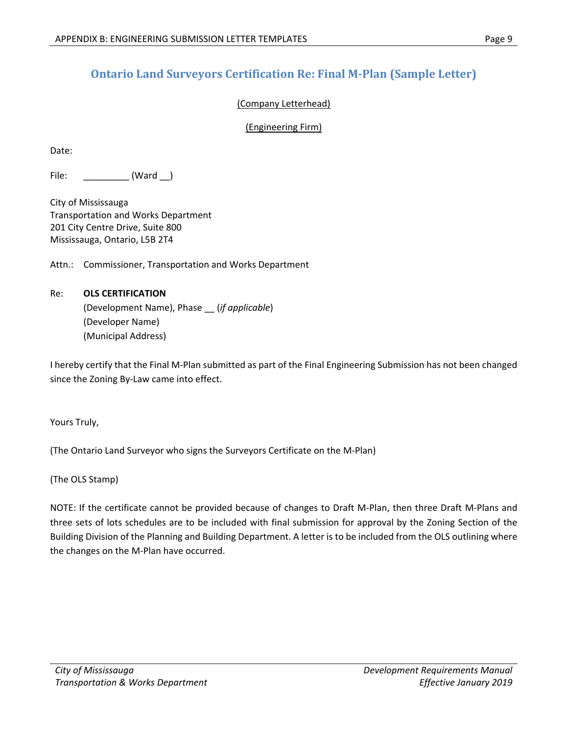## Ontario Land Surveyors Certification Re: Final M-Plan (Sample Letter)

(Company Letterhead)

(Engineering Firm)

Date:

File: _________ (Ward __)

City of Mississauga
Transportation and Works Department
201 City Centre Drive, Suite 800
Mississauga, Ontario, L5B 2T4

Attn.: Commissioner, Transportation and Works Department

Re: **OLS CERTIFICATION**
(Development Name), Phase __ (*if applicable*)
(Developer Name)
(Municipal Address)

I hereby certify that the Final M-Plan submitted as part of the Final Engineering Submission has not been changed since the Zoning By-Law came into effect.

Yours Truly,

(The Ontario Land Surveyor who signs the Surveyors Certificate on the M-Plan)

(The OLS Stamp)

NOTE: If the certificate cannot be provided because of changes to Draft M-Plan, then three Draft M-Plans and three sets of lots schedules are to be included with final submission for approval by the Zoning Section of the Building Division of the Planning and Building Department. A letter is to be included from the OLS outlining where the changes on the M-Plan have occurred.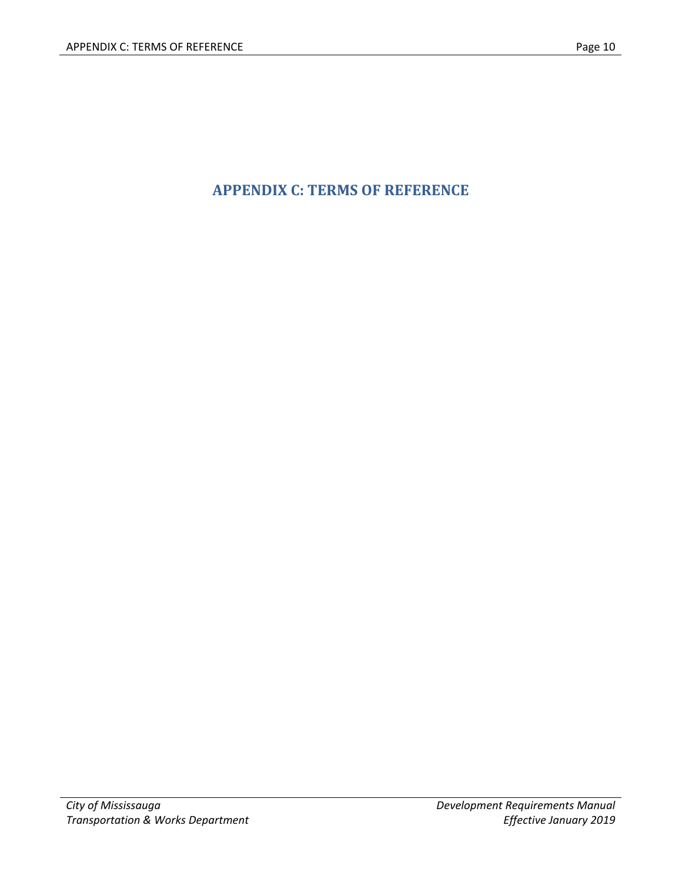# APPENDIX C: TERMS OF REFERENCE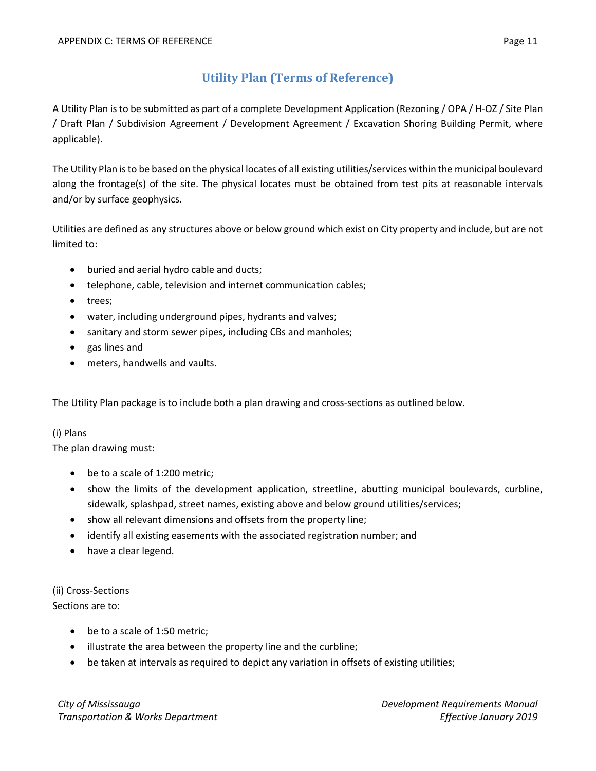## Utility Plan (Terms of Reference)

A Utility Plan is to be submitted as part of a complete Development Application (Rezoning / OPA / H-OZ / Site Plan / Draft Plan / Subdivision Agreement / Development Agreement / Excavation Shoring Building Permit, where applicable).

The Utility Plan is to be based on the physical locates of all existing utilities/services within the municipal boulevard along the frontage(s) of the site. The physical locates must be obtained from test pits at reasonable intervals and/or by surface geophysics.

Utilities are defined as any structures above or below ground which exist on City property and include, but are not limited to:

- buried and aerial hydro cable and ducts;
- telephone, cable, television and internet communication cables;
- trees;
- water, including underground pipes, hydrants and valves;
- sanitary and storm sewer pipes, including CBs and manholes;
- gas lines and
- meters, handwells and vaults.

The Utility Plan package is to include both a plan drawing and cross-sections as outlined below.

(i) Plans
The plan drawing must:

- be to a scale of 1:200 metric;
- show the limits of the development application, streetline, abutting municipal boulevards, curbline, sidewalk, splashpad, street names, existing above and below ground utilities/services;
- show all relevant dimensions and offsets from the property line;
- identify all existing easements with the associated registration number; and
- have a clear legend.

(ii) Cross-Sections
Sections are to:

- be to a scale of 1:50 metric;
- illustrate the area between the property line and the curbline;
- be taken at intervals as required to depict any variation in offsets of existing utilities;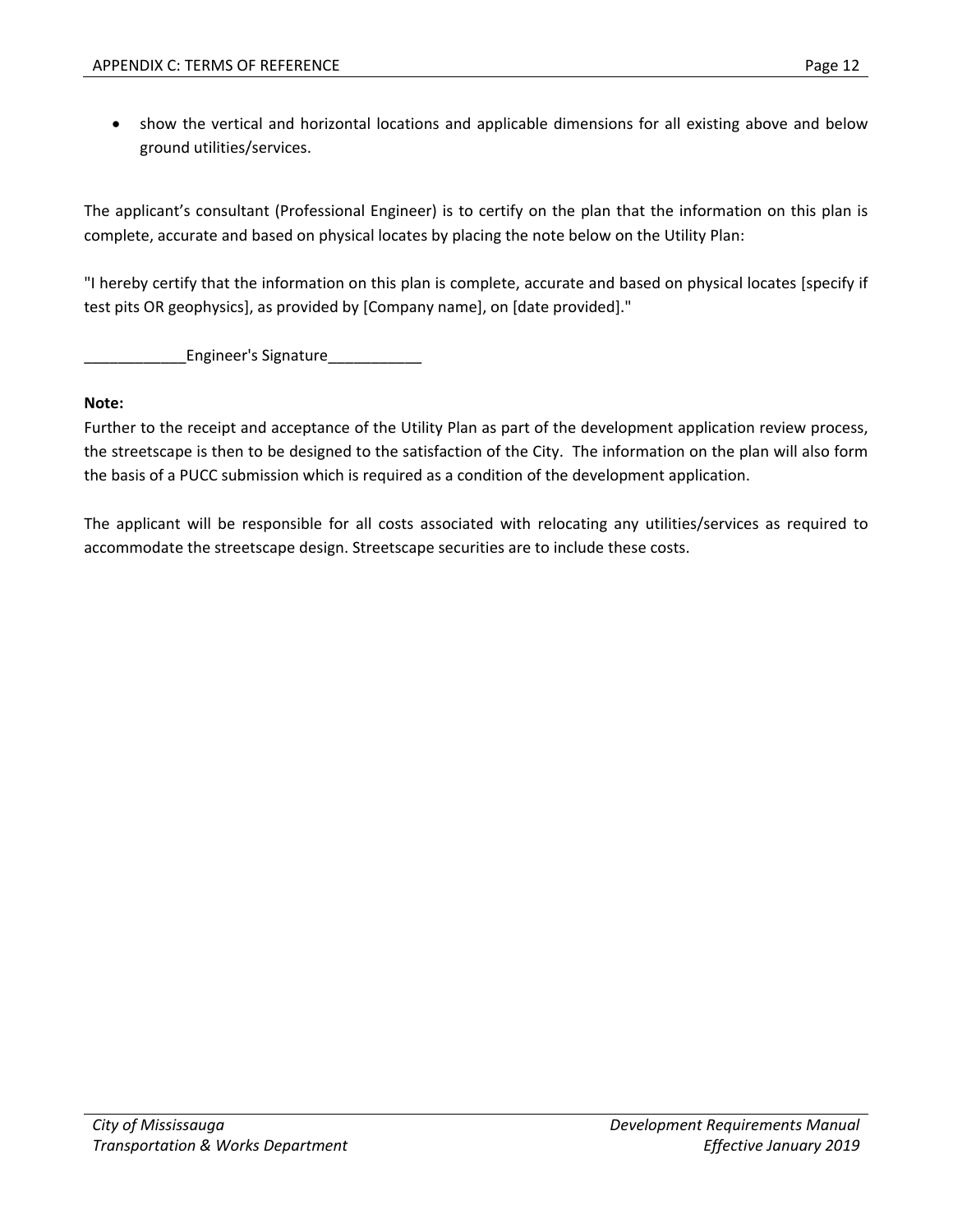- show the vertical and horizontal locations and applicable dimensions for all existing above and below ground utilities/services.

The applicant's consultant (Professional Engineer) is to certify on the plan that the information on this plan is complete, accurate and based on physical locates by placing the note below on the Utility Plan:

"I hereby certify that the information on this plan is complete, accurate and based on physical locates [specify if test pits OR geophysics], as provided by [Company name], on [date provided]."

____________Engineer's Signature___________

**Note:**
Further to the receipt and acceptance of the Utility Plan as part of the development application review process, the streetscape is then to be designed to the satisfaction of the City. The information on the plan will also form the basis of a PUCC submission which is required as a condition of the development application.

The applicant will be responsible for all costs associated with relocating any utilities/services as required to accommodate the streetscape design. Streetscape securities are to include these costs.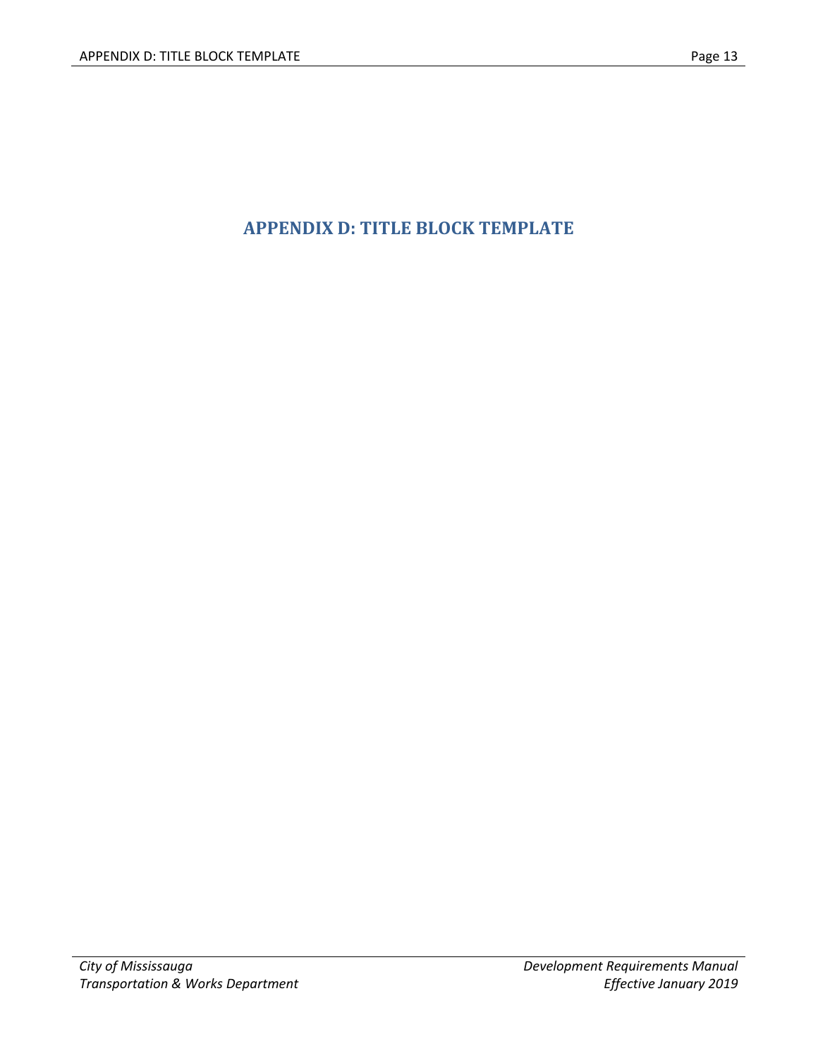# APPENDIX D: TITLE BLOCK TEMPLATE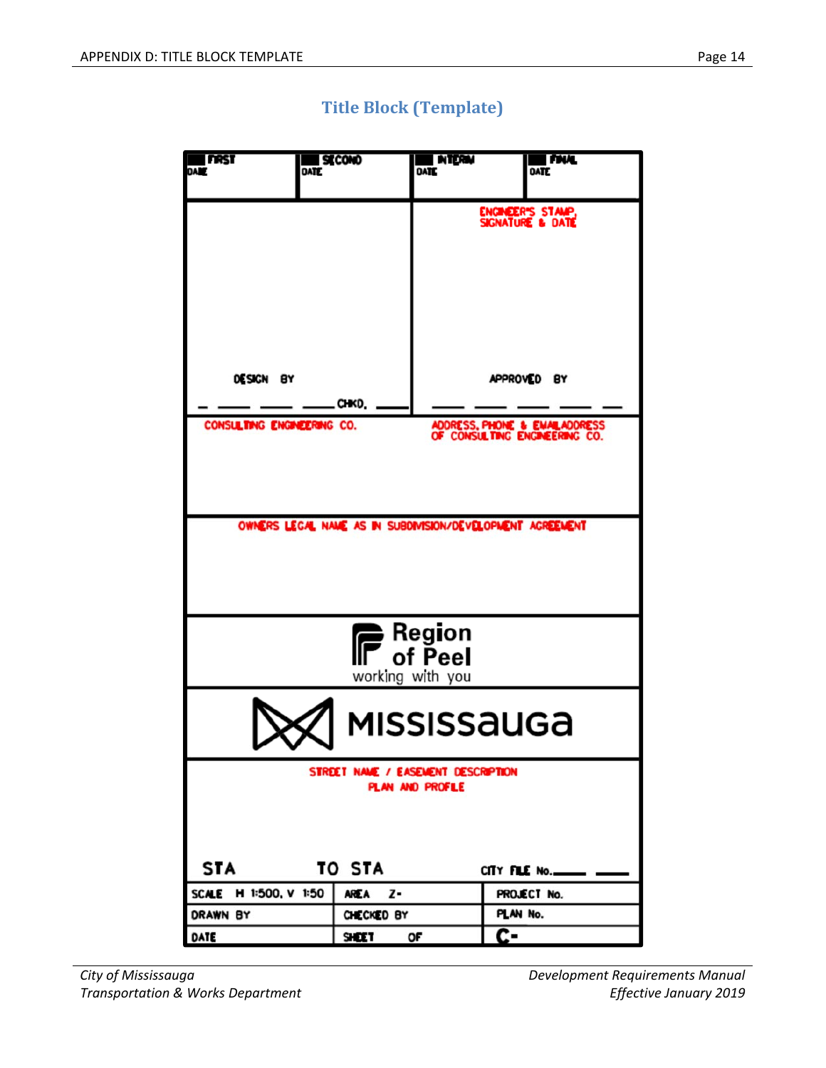# Title Block (Template)

| FIRST DATE | SECOND DATE | INTERIM DATE | FINAL DATE |
|---|---|---|---|

| | ENGINEER'S STAMP, SIGNATURE & DATE |
|---|---|
| DESIGN BY | APPROVED BY |
| CHKD. | |

| CONSULTING ENGINEERING CO. | ADDRESS, PHONE & EMAIL ADDRESS OF CONSULTING ENGINEERING CO. |
|---|---|

OWNERS LEGAL NAME AS IN SUBDIVISION/DEVELOPMENT AGREEMENT

Region of Peel
working with you

MISSISSAUGA

STREET NAME / EASEMENT DESCRIPTION
PLAN AND PROFILE

STA TO STA CITY FILE No.

| SCALE H 1:500, V 1:50 | AREA Z- | PROJECT No. |
|---|---|---|
| DRAWN BY | CHECKED BY | PLAN No. |
| DATE | SHEET OF | C- |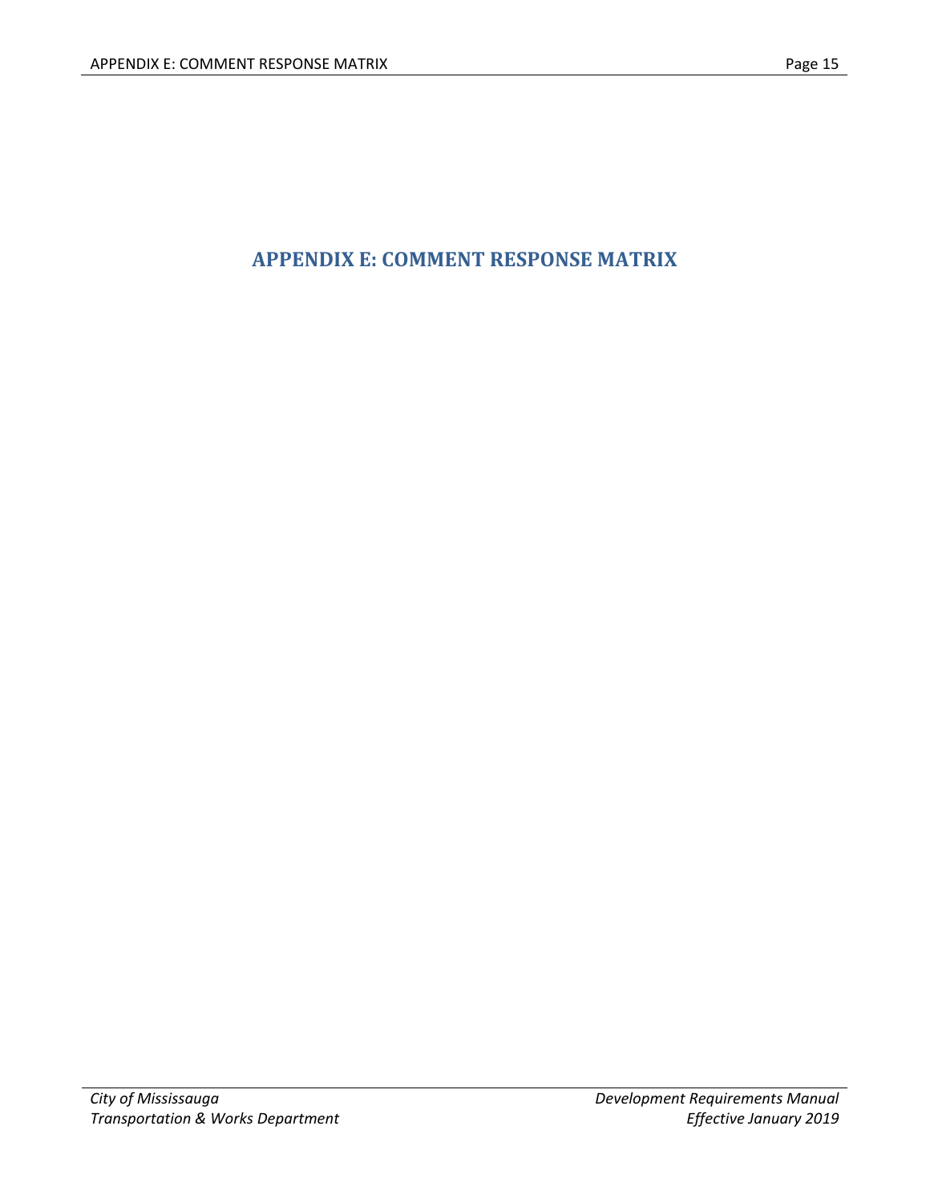# APPENDIX E: COMMENT RESPONSE MATRIX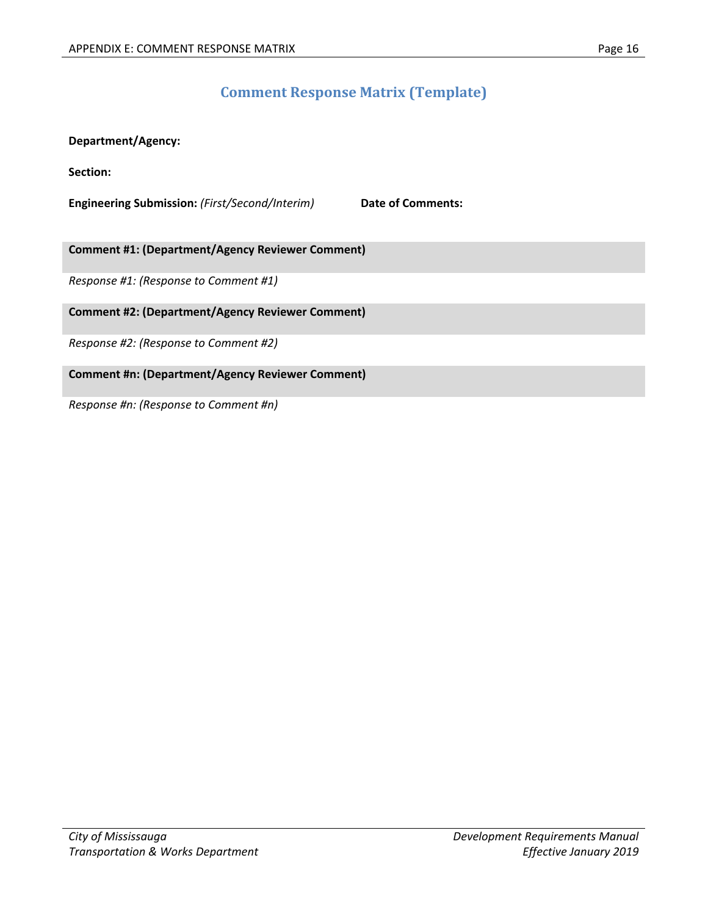## Comment Response Matrix (Template)

**Department/Agency:**

**Section:**

**Engineering Submission:** *(First/Second/Interim)* **Date of Comments:**

**Comment #1: (Department/Agency Reviewer Comment)**

*Response #1: (Response to Comment #1)*

**Comment #2: (Department/Agency Reviewer Comment)**

*Response #2: (Response to Comment #2)*

**Comment #n: (Department/Agency Reviewer Comment)**

*Response #n: (Response to Comment #n)*